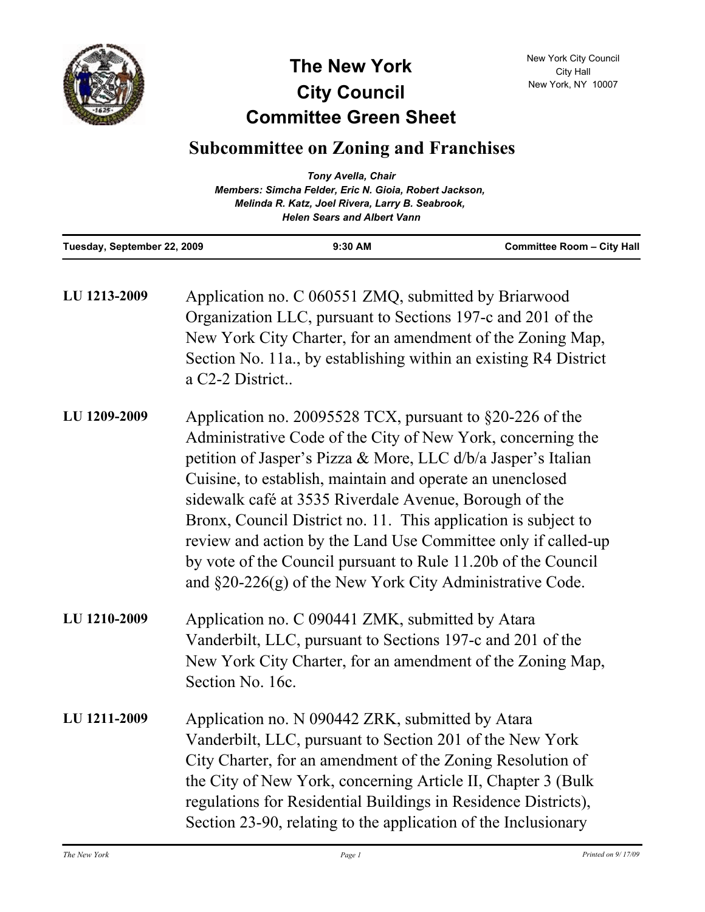# The New York City Council Committee Green Sheet

New York City Council
City Hall
New York, NY 10007

## Subcommittee on Zoning and Franchises

*Tony Avella, Chair*
*Members: Simcha Felder, Eric N. Gioia, Robert Jackson, Melinda R. Katz, Joel Rivera, Larry B. Seabrook, Helen Sears and Albert Vann*

**Tuesday, September 22, 2009** | **9:30 AM** | **Committee Room – City Hall**

---

**LU 1213-2009**

Application no. C 060551 ZMQ, submitted by Briarwood Organization LLC, pursuant to Sections 197-c and 201 of the New York City Charter, for an amendment of the Zoning Map, Section No. 11a., by establishing within an existing R4 District a C2-2 District..

**LU 1209-2009**

Application no. 20095528 TCX, pursuant to §20-226 of the Administrative Code of the City of New York, concerning the petition of Jasper's Pizza & More, LLC d/b/a Jasper's Italian Cuisine, to establish, maintain and operate an unenclosed sidewalk café at 3535 Riverdale Avenue, Borough of the Bronx, Council District no. 11. This application is subject to review and action by the Land Use Committee only if called-up by vote of the Council pursuant to Rule 11.20b of the Council and §20-226(g) of the New York City Administrative Code.

**LU 1210-2009**

Application no. C 090441 ZMK, submitted by Atara Vanderbilt, LLC, pursuant to Sections 197-c and 201 of the New York City Charter, for an amendment of the Zoning Map, Section No. 16c.

**LU 1211-2009**

Application no. N 090442 ZRK, submitted by Atara Vanderbilt, LLC, pursuant to Section 201 of the New York City Charter, for an amendment of the Zoning Resolution of the City of New York, concerning Article II, Chapter 3 (Bulk regulations for Residential Buildings in Residence Districts), Section 23-90, relating to the application of the Inclusionary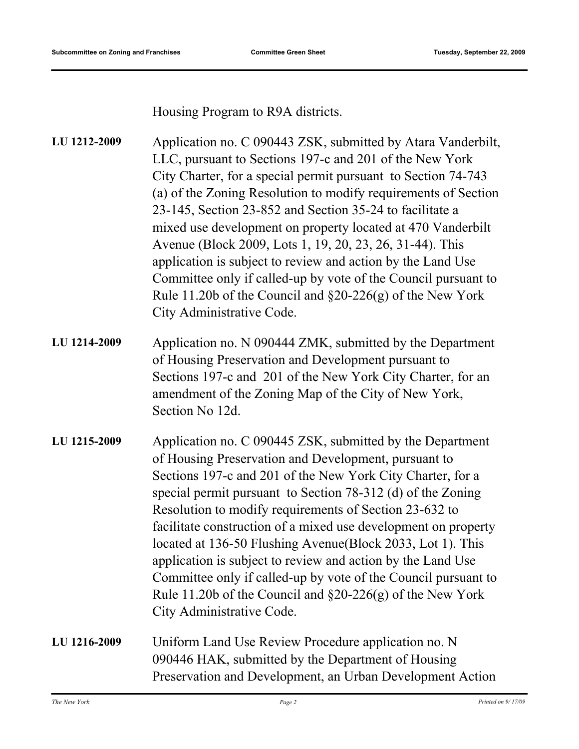Housing Program to R9A districts.

**LU 1212-2009** Application no. C 090443 ZSK, submitted by Atara Vanderbilt, LLC, pursuant to Sections 197-c and 201 of the New York City Charter, for a special permit pursuant to Section 74-743 (a) of the Zoning Resolution to modify requirements of Section 23-145, Section 23-852 and Section 35-24 to facilitate a mixed use development on property located at 470 Vanderbilt Avenue (Block 2009, Lots 1, 19, 20, 23, 26, 31-44). This application is subject to review and action by the Land Use Committee only if called-up by vote of the Council pursuant to Rule 11.20b of the Council and §20-226(g) of the New York City Administrative Code.

**LU 1214-2009** Application no. N 090444 ZMK, submitted by the Department of Housing Preservation and Development pursuant to Sections 197-c and 201 of the New York City Charter, for an amendment of the Zoning Map of the City of New York, Section No 12d.

**LU 1215-2009** Application no. C 090445 ZSK, submitted by the Department of Housing Preservation and Development, pursuant to Sections 197-c and 201 of the New York City Charter, for a special permit pursuant to Section 78-312 (d) of the Zoning Resolution to modify requirements of Section 23-632 to facilitate construction of a mixed use development on property located at 136-50 Flushing Avenue(Block 2033, Lot 1). This application is subject to review and action by the Land Use Committee only if called-up by vote of the Council pursuant to Rule 11.20b of the Council and §20-226(g) of the New York City Administrative Code.

**LU 1216-2009** Uniform Land Use Review Procedure application no. N 090446 HAK, submitted by the Department of Housing Preservation and Development, an Urban Development Action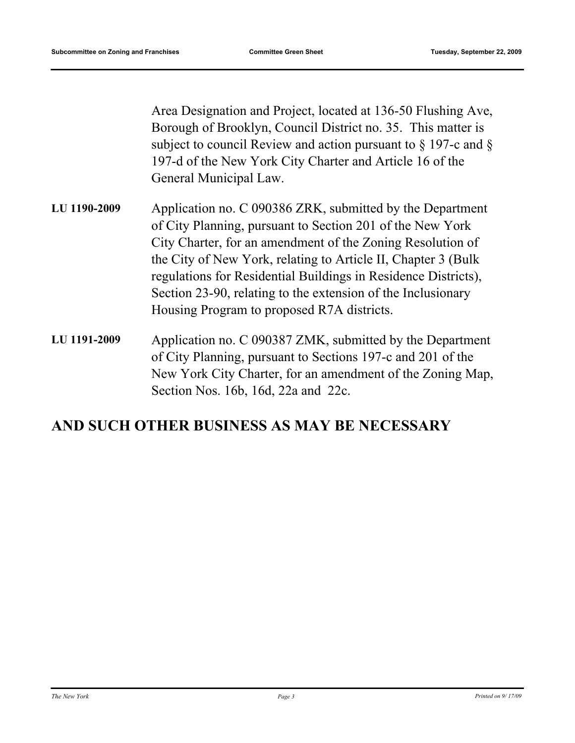Area Designation and Project, located at 136-50 Flushing Ave, Borough of Brooklyn, Council District no. 35. This matter is subject to council Review and action pursuant to § 197-c and § 197-d of the New York City Charter and Article 16 of the General Municipal Law.

**LU 1190-2009** Application no. C 090386 ZRK, submitted by the Department of City Planning, pursuant to Section 201 of the New York City Charter, for an amendment of the Zoning Resolution of the City of New York, relating to Article II, Chapter 3 (Bulk regulations for Residential Buildings in Residence Districts), Section 23-90, relating to the extension of the Inclusionary Housing Program to proposed R7A districts.

**LU 1191-2009** Application no. C 090387 ZMK, submitted by the Department of City Planning, pursuant to Sections 197-c and 201 of the New York City Charter, for an amendment of the Zoning Map, Section Nos. 16b, 16d, 22a and 22c.

## AND SUCH OTHER BUSINESS AS MAY BE NECESSARY